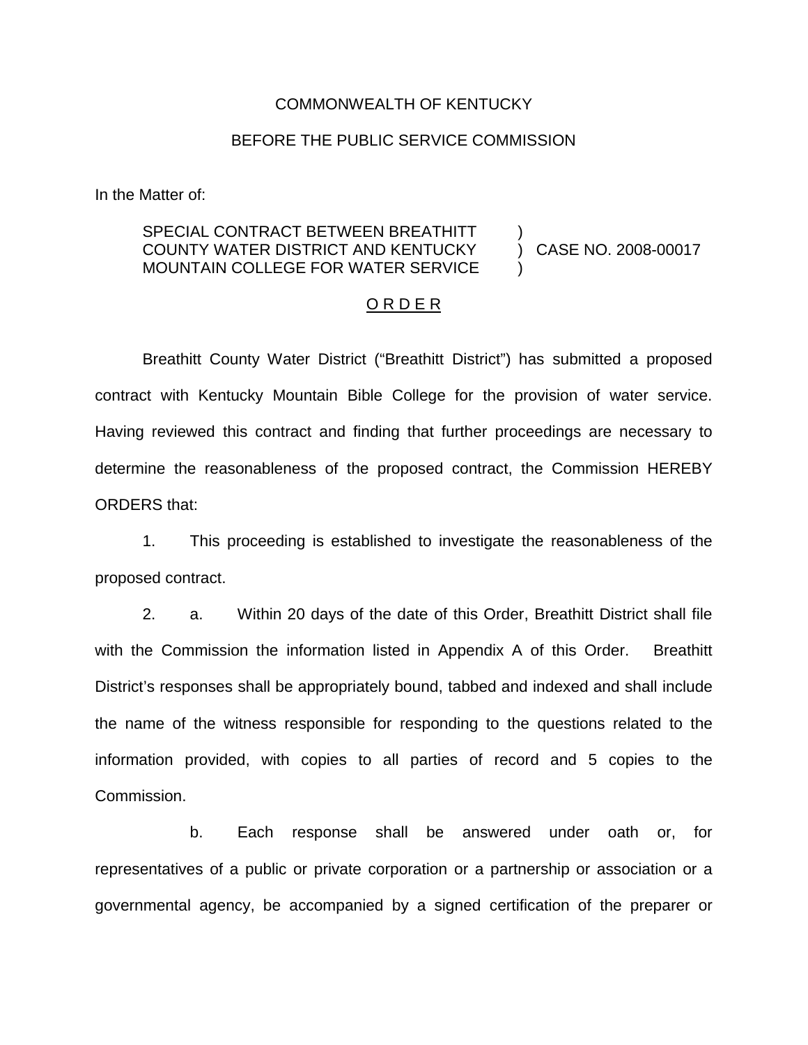COMMONWEALTH OF KENTUCKY

BEFORE THE PUBLIC SERVICE COMMISSION

In the Matter of:

| | | |
|---|---|---|
| SPECIAL CONTRACT BETWEEN BREATHITT COUNTY WATER DISTRICT AND KENTUCKY MOUNTAIN COLLEGE FOR WATER SERVICE | ) ) ) | CASE NO. 2008-00017 |

## O R D E R

Breathitt County Water District ("Breathitt District") has submitted a proposed contract with Kentucky Mountain Bible College for the provision of water service. Having reviewed this contract and finding that further proceedings are necessary to determine the reasonableness of the proposed contract, the Commission HEREBY ORDERS that:

1. This proceeding is established to investigate the reasonableness of the proposed contract.

2. a. Within 20 days of the date of this Order, Breathitt District shall file with the Commission the information listed in Appendix A of this Order. Breathitt District's responses shall be appropriately bound, tabbed and indexed and shall include the name of the witness responsible for responding to the questions related to the information provided, with copies to all parties of record and 5 copies to the Commission.

b. Each response shall be answered under oath or, for representatives of a public or private corporation or a partnership or association or a governmental agency, be accompanied by a signed certification of the preparer or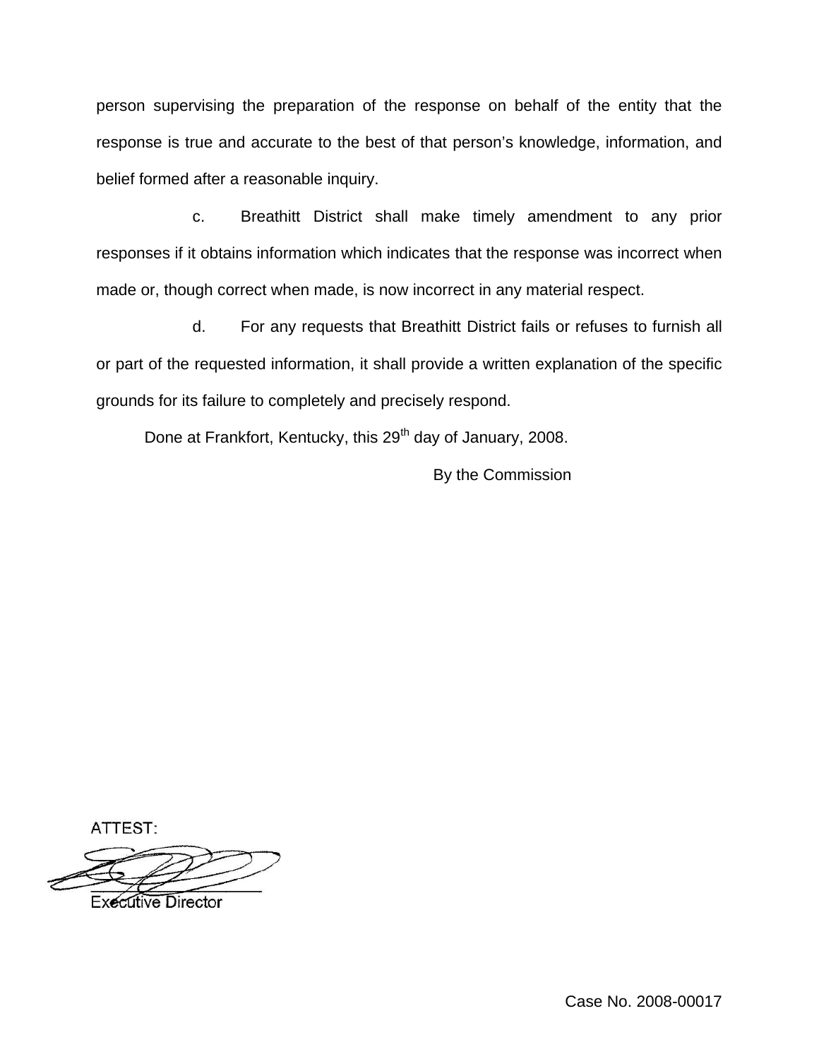person supervising the preparation of the response on behalf of the entity that the response is true and accurate to the best of that person's knowledge, information, and belief formed after a reasonable inquiry.

c. Breathitt District shall make timely amendment to any prior responses if it obtains information which indicates that the response was incorrect when made or, though correct when made, is now incorrect in any material respect.

d. For any requests that Breathitt District fails or refuses to furnish all or part of the requested information, it shall provide a written explanation of the specific grounds for its failure to completely and precisely respond.

Done at Frankfort, Kentucky, this 29th day of January, 2008.

By the Commission

ATTEST:

Executive Director

Case No. 2008-00017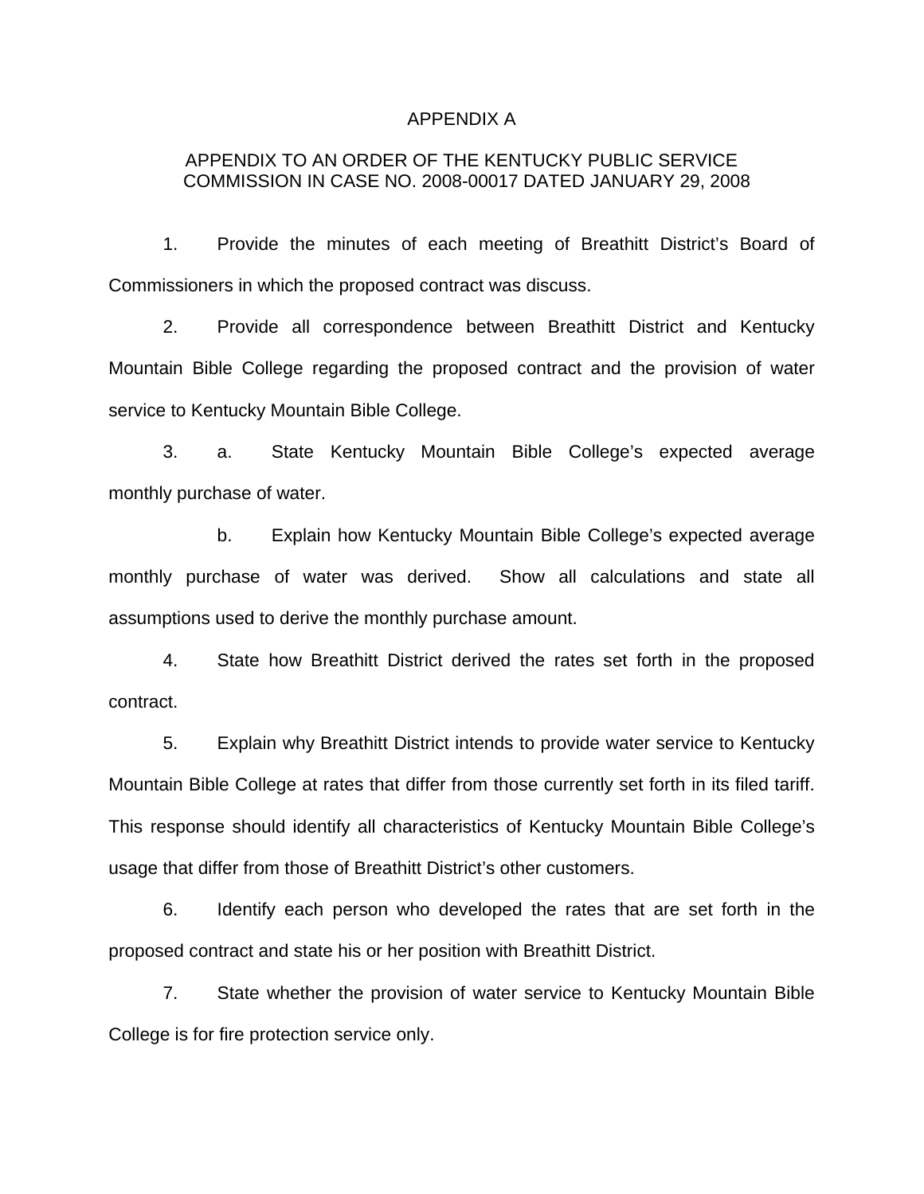# APPENDIX A

## APPENDIX TO AN ORDER OF THE KENTUCKY PUBLIC SERVICE COMMISSION IN CASE NO. 2008-00017 DATED JANUARY 29, 2008

1. Provide the minutes of each meeting of Breathitt District's Board of Commissioners in which the proposed contract was discuss.

2. Provide all correspondence between Breathitt District and Kentucky Mountain Bible College regarding the proposed contract and the provision of water service to Kentucky Mountain Bible College.

3. a. State Kentucky Mountain Bible College's expected average monthly purchase of water.

   b. Explain how Kentucky Mountain Bible College's expected average monthly purchase of water was derived. Show all calculations and state all assumptions used to derive the monthly purchase amount.

4. State how Breathitt District derived the rates set forth in the proposed contract.

5. Explain why Breathitt District intends to provide water service to Kentucky Mountain Bible College at rates that differ from those currently set forth in its filed tariff. This response should identify all characteristics of Kentucky Mountain Bible College's usage that differ from those of Breathitt District's other customers.

6. Identify each person who developed the rates that are set forth in the proposed contract and state his or her position with Breathitt District.

7. State whether the provision of water service to Kentucky Mountain Bible College is for fire protection service only.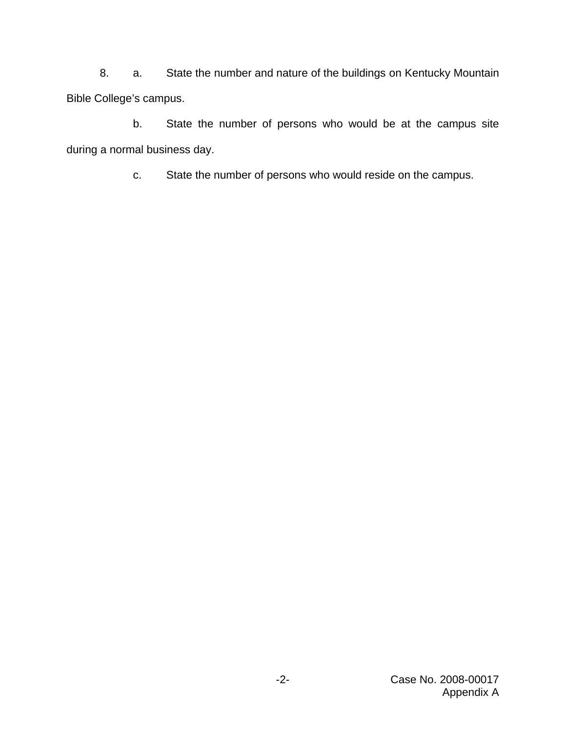8. a. State the number and nature of the buildings on Kentucky Mountain Bible College's campus.

b. State the number of persons who would be at the campus site during a normal business day.

c. State the number of persons who would reside on the campus.